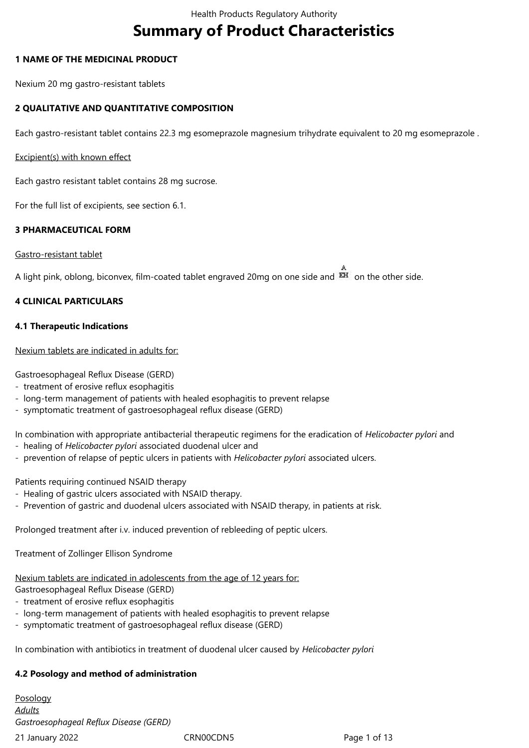# Summary of Product Characteristics

## 1 NAME OF THE MEDICINAL PRODUCT

Nexium 20 mg gastro-resistant tablets

## 2 QUALITATIVE AND QUANTITATIVE COMPOSITION

Each gastro-resistant tablet contains 22.3 mg esomeprazole magnesium trihydrate equivalent to 20 mg esomeprazole .

Excipient(s) with known effect

Each gastro resistant tablet contains 28 mg sucrose.

For the full list of excipients, see section 6.1.

## 3 PHARMACEUTICAL FORM

Gastro-resistant tablet

A light pink, oblong, biconvex, film-coated tablet engraved 20mg on one side and A/EH on the other side.

## 4 CLINICAL PARTICULARS

### 4.1 Therapeutic Indications

Nexium tablets are indicated in adults for:

Gastroesophageal Reflux Disease (GERD)
- treatment of erosive reflux esophagitis
- long-term management of patients with healed esophagitis to prevent relapse
- symptomatic treatment of gastroesophageal reflux disease (GERD)

In combination with appropriate antibacterial therapeutic regimens for the eradication of *Helicobacter pylori* and
- healing of *Helicobacter pylori* associated duodenal ulcer and
- prevention of relapse of peptic ulcers in patients with *Helicobacter pylori* associated ulcers.

Patients requiring continued NSAID therapy
- Healing of gastric ulcers associated with NSAID therapy.
- Prevention of gastric and duodenal ulcers associated with NSAID therapy, in patients at risk.

Prolonged treatment after i.v. induced prevention of rebleeding of peptic ulcers.

Treatment of Zollinger Ellison Syndrome

Nexium tablets are indicated in adolescents from the age of 12 years for:
Gastroesophageal Reflux Disease (GERD)
- treatment of erosive reflux esophagitis
- long-term management of patients with healed esophagitis to prevent relapse
- symptomatic treatment of gastroesophageal reflux disease (GERD)

In combination with antibiotics in treatment of duodenal ulcer caused by *Helicobacter pylori*

### 4.2 Posology and method of administration

Posology
*Adults*
*Gastroesophageal Reflux Disease (GERD)*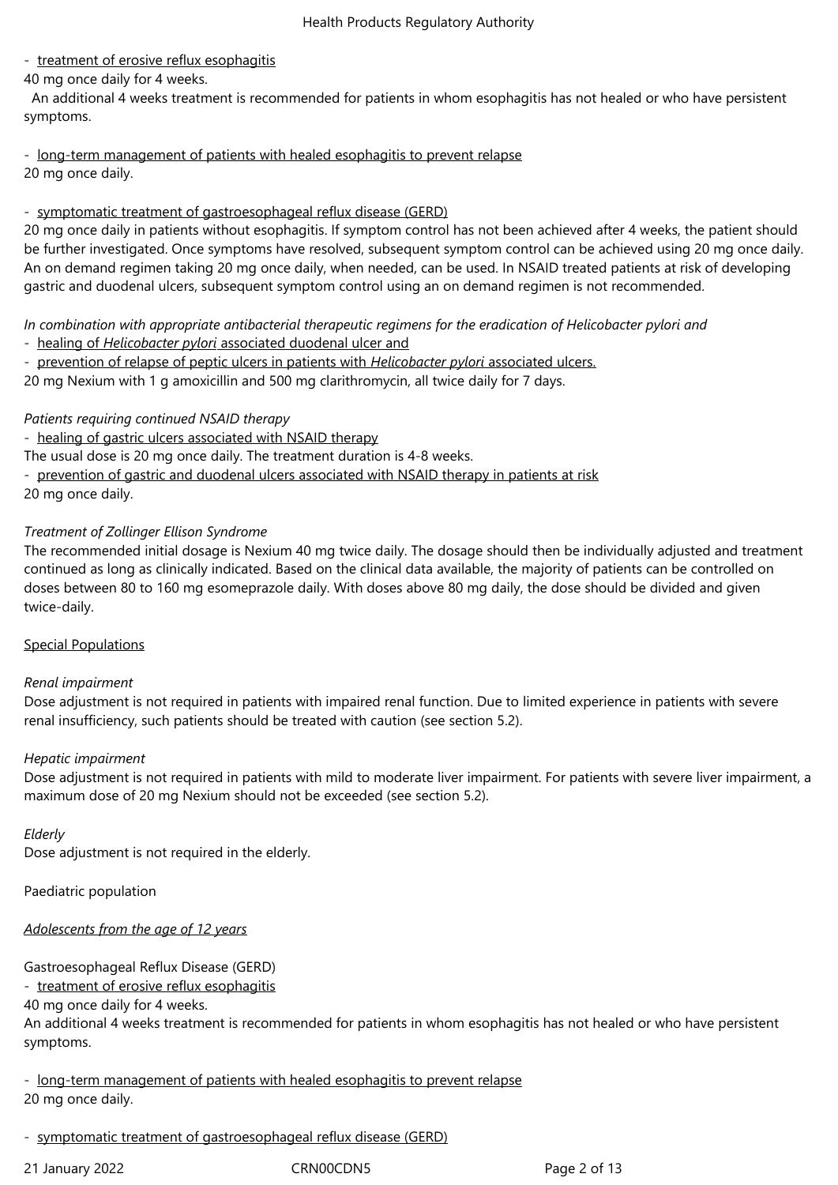- treatment of erosive reflux esophagitis

40 mg once daily for 4 weeks.

An additional 4 weeks treatment is recommended for patients in whom esophagitis has not healed or who have persistent symptoms.

- long-term management of patients with healed esophagitis to prevent relapse

20 mg once daily.

- symptomatic treatment of gastroesophageal reflux disease (GERD)

20 mg once daily in patients without esophagitis. If symptom control has not been achieved after 4 weeks, the patient should be further investigated. Once symptoms have resolved, subsequent symptom control can be achieved using 20 mg once daily. An on demand regimen taking 20 mg once daily, when needed, can be used. In NSAID treated patients at risk of developing gastric and duodenal ulcers, subsequent symptom control using an on demand regimen is not recommended.

*In combination with appropriate antibacterial therapeutic regimens for the eradication of Helicobacter pylori and*

- healing of *Helicobacter pylori* associated duodenal ulcer and
- prevention of relapse of peptic ulcers in patients with *Helicobacter pylori* associated ulcers.

20 mg Nexium with 1 g amoxicillin and 500 mg clarithromycin, all twice daily for 7 days.

*Patients requiring continued NSAID therapy*

- healing of gastric ulcers associated with NSAID therapy

The usual dose is 20 mg once daily. The treatment duration is 4-8 weeks.

- prevention of gastric and duodenal ulcers associated with NSAID therapy in patients at risk

20 mg once daily.

*Treatment of Zollinger Ellison Syndrome*

The recommended initial dosage is Nexium 40 mg twice daily. The dosage should then be individually adjusted and treatment continued as long as clinically indicated. Based on the clinical data available, the majority of patients can be controlled on doses between 80 to 160 mg esomeprazole daily. With doses above 80 mg daily, the dose should be divided and given twice-daily.

Special Populations

*Renal impairment*

Dose adjustment is not required in patients with impaired renal function. Due to limited experience in patients with severe renal insufficiency, such patients should be treated with caution (see section 5.2).

*Hepatic impairment*

Dose adjustment is not required in patients with mild to moderate liver impairment. For patients with severe liver impairment, a maximum dose of 20 mg Nexium should not be exceeded (see section 5.2).

*Elderly*

Dose adjustment is not required in the elderly.

Paediatric population

*Adolescents from the age of 12 years*

Gastroesophageal Reflux Disease (GERD)

- treatment of erosive reflux esophagitis

40 mg once daily for 4 weeks.

An additional 4 weeks treatment is recommended for patients in whom esophagitis has not healed or who have persistent symptoms.

- long-term management of patients with healed esophagitis to prevent relapse

20 mg once daily.

- symptomatic treatment of gastroesophageal reflux disease (GERD)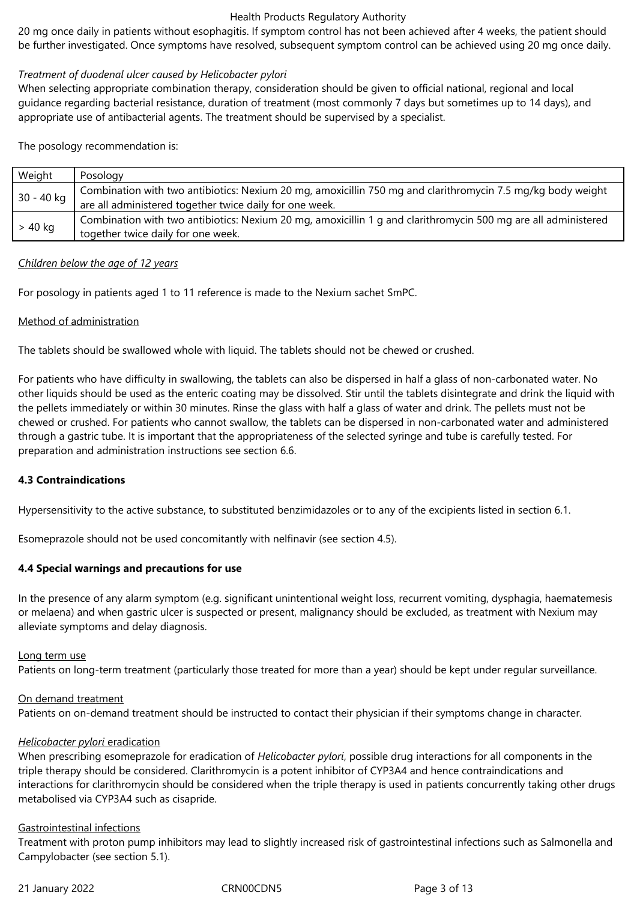20 mg once daily in patients without esophagitis. If symptom control has not been achieved after 4 weeks, the patient should be further investigated. Once symptoms have resolved, subsequent symptom control can be achieved using 20 mg once daily.

*Treatment of duodenal ulcer caused by Helicobacter pylori*

When selecting appropriate combination therapy, consideration should be given to official national, regional and local guidance regarding bacterial resistance, duration of treatment (most commonly 7 days but sometimes up to 14 days), and appropriate use of antibacterial agents. The treatment should be supervised by a specialist.

The posology recommendation is:

| Weight | Posology |
|---|---|
| 30 - 40 kg | Combination with two antibiotics: Nexium 20 mg, amoxicillin 750 mg and clarithromycin 7.5 mg/kg body weight are all administered together twice daily for one week. |
| > 40 kg | Combination with two antibiotics: Nexium 20 mg, amoxicillin 1 g and clarithromycin 500 mg are all administered together twice daily for one week. |

*Children below the age of 12 years*

For posology in patients aged 1 to 11 reference is made to the Nexium sachet SmPC.

Method of administration

The tablets should be swallowed whole with liquid. The tablets should not be chewed or crushed.

For patients who have difficulty in swallowing, the tablets can also be dispersed in half a glass of non-carbonated water. No other liquids should be used as the enteric coating may be dissolved. Stir until the tablets disintegrate and drink the liquid with the pellets immediately or within 30 minutes. Rinse the glass with half a glass of water and drink. The pellets must not be chewed or crushed. For patients who cannot swallow, the tablets can be dispersed in non-carbonated water and administered through a gastric tube. It is important that the appropriateness of the selected syringe and tube is carefully tested. For preparation and administration instructions see section 6.6.

**4.3 Contraindications**

Hypersensitivity to the active substance, to substituted benzimidazoles or to any of the excipients listed in section 6.1.

Esomeprazole should not be used concomitantly with nelfinavir (see section 4.5).

**4.4 Special warnings and precautions for use**

In the presence of any alarm symptom (e.g. significant unintentional weight loss, recurrent vomiting, dysphagia, haematemesis or melaena) and when gastric ulcer is suspected or present, malignancy should be excluded, as treatment with Nexium may alleviate symptoms and delay diagnosis.

Long term use

Patients on long-term treatment (particularly those treated for more than a year) should be kept under regular surveillance.

On demand treatment

Patients on on-demand treatment should be instructed to contact their physician if their symptoms change in character.

*Helicobacter pylori* eradication

When prescribing esomeprazole for eradication of *Helicobacter pylori*, possible drug interactions for all components in the triple therapy should be considered. Clarithromycin is a potent inhibitor of CYP3A4 and hence contraindications and interactions for clarithromycin should be considered when the triple therapy is used in patients concurrently taking other drugs metabolised via CYP3A4 such as cisapride.

Gastrointestinal infections

Treatment with proton pump inhibitors may lead to slightly increased risk of gastrointestinal infections such as Salmonella and Campylobacter (see section 5.1).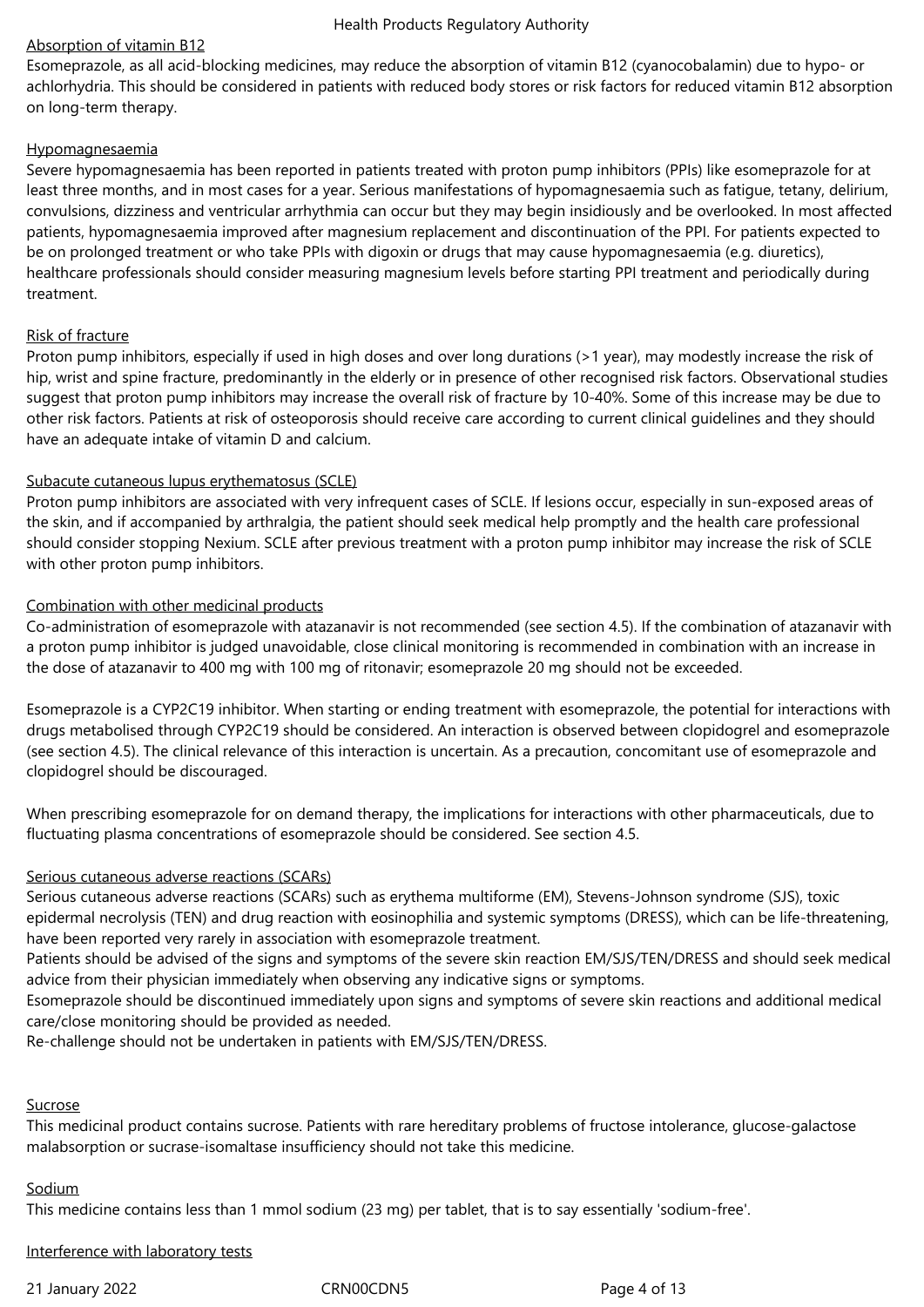Absorption of vitamin B12

Esomeprazole, as all acid-blocking medicines, may reduce the absorption of vitamin B12 (cyanocobalamin) due to hypo- or achlorhydria. This should be considered in patients with reduced body stores or risk factors for reduced vitamin B12 absorption on long-term therapy.

Hypomagnesaemia

Severe hypomagnesaemia has been reported in patients treated with proton pump inhibitors (PPIs) like esomeprazole for at least three months, and in most cases for a year. Serious manifestations of hypomagnesaemia such as fatigue, tetany, delirium, convulsions, dizziness and ventricular arrhythmia can occur but they may begin insidiously and be overlooked. In most affected patients, hypomagnesaemia improved after magnesium replacement and discontinuation of the PPI. For patients expected to be on prolonged treatment or who take PPIs with digoxin or drugs that may cause hypomagnesaemia (e.g. diuretics), healthcare professionals should consider measuring magnesium levels before starting PPI treatment and periodically during treatment.

Risk of fracture

Proton pump inhibitors, especially if used in high doses and over long durations (>1 year), may modestly increase the risk of hip, wrist and spine fracture, predominantly in the elderly or in presence of other recognised risk factors. Observational studies suggest that proton pump inhibitors may increase the overall risk of fracture by 10-40%. Some of this increase may be due to other risk factors. Patients at risk of osteoporosis should receive care according to current clinical guidelines and they should have an adequate intake of vitamin D and calcium.

Subacute cutaneous lupus erythematosus (SCLE)

Proton pump inhibitors are associated with very infrequent cases of SCLE. If lesions occur, especially in sun-exposed areas of the skin, and if accompanied by arthralgia, the patient should seek medical help promptly and the health care professional should consider stopping Nexium. SCLE after previous treatment with a proton pump inhibitor may increase the risk of SCLE with other proton pump inhibitors.

Combination with other medicinal products

Co-administration of esomeprazole with atazanavir is not recommended (see section 4.5). If the combination of atazanavir with a proton pump inhibitor is judged unavoidable, close clinical monitoring is recommended in combination with an increase in the dose of atazanavir to 400 mg with 100 mg of ritonavir; esomeprazole 20 mg should not be exceeded.

Esomeprazole is a CYP2C19 inhibitor. When starting or ending treatment with esomeprazole, the potential for interactions with drugs metabolised through CYP2C19 should be considered. An interaction is observed between clopidogrel and esomeprazole (see section 4.5). The clinical relevance of this interaction is uncertain. As a precaution, concomitant use of esomeprazole and clopidogrel should be discouraged.

When prescribing esomeprazole for on demand therapy, the implications for interactions with other pharmaceuticals, due to fluctuating plasma concentrations of esomeprazole should be considered. See section 4.5.

Serious cutaneous adverse reactions (SCARs)

Serious cutaneous adverse reactions (SCARs) such as erythema multiforme (EM), Stevens-Johnson syndrome (SJS), toxic epidermal necrolysis (TEN) and drug reaction with eosinophilia and systemic symptoms (DRESS), which can be life-threatening, have been reported very rarely in association with esomeprazole treatment.

Patients should be advised of the signs and symptoms of the severe skin reaction EM/SJS/TEN/DRESS and should seek medical advice from their physician immediately when observing any indicative signs or symptoms.

Esomeprazole should be discontinued immediately upon signs and symptoms of severe skin reactions and additional medical care/close monitoring should be provided as needed.

Re-challenge should not be undertaken in patients with EM/SJS/TEN/DRESS.

Sucrose

This medicinal product contains sucrose. Patients with rare hereditary problems of fructose intolerance, glucose-galactose malabsorption or sucrase-isomaltase insufficiency should not take this medicine.

Sodium

This medicine contains less than 1 mmol sodium (23 mg) per tablet, that is to say essentially 'sodium-free'.

Interference with laboratory tests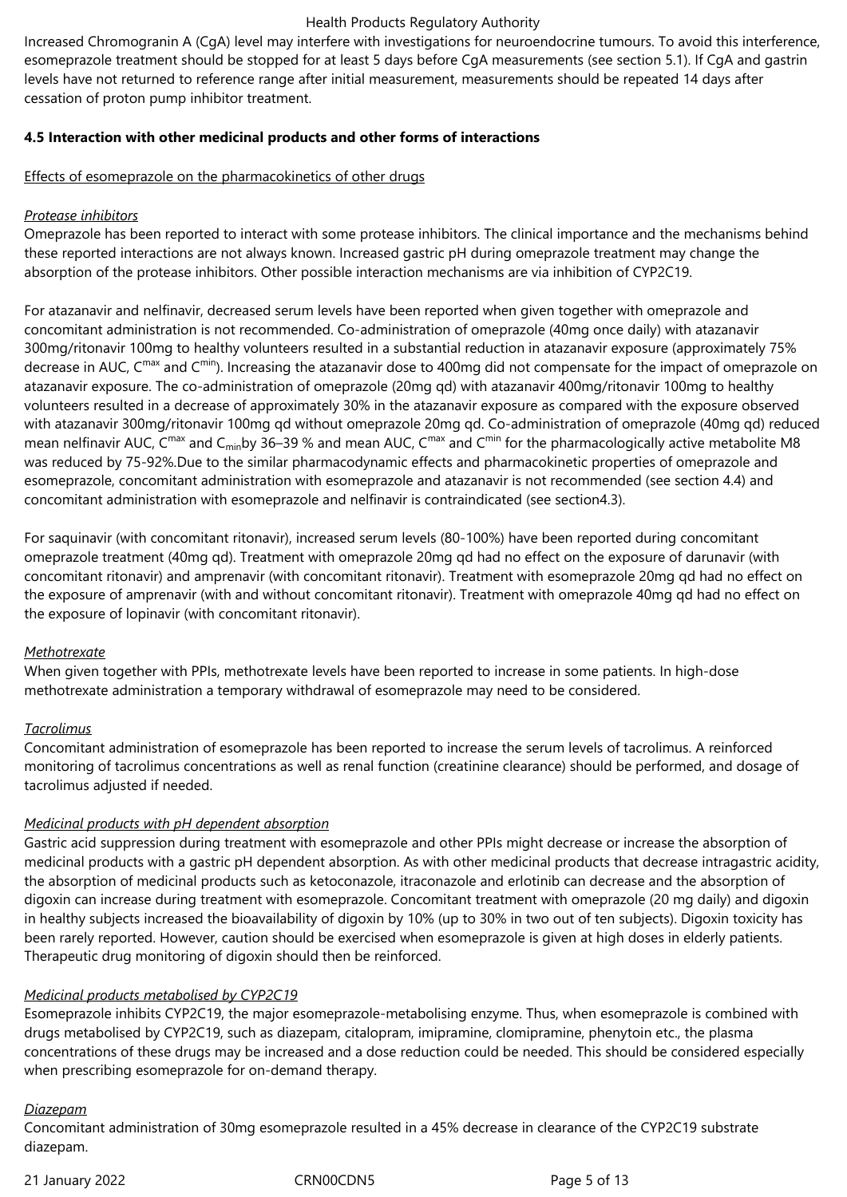Increased Chromogranin A (CgA) level may interfere with investigations for neuroendocrine tumours. To avoid this interference, esomeprazole treatment should be stopped for at least 5 days before CgA measurements (see section 5.1). If CgA and gastrin levels have not returned to reference range after initial measurement, measurements should be repeated 14 days after cessation of proton pump inhibitor treatment.

**4.5 Interaction with other medicinal products and other forms of interactions**

Effects of esomeprazole on the pharmacokinetics of other drugs

*Protease inhibitors*

Omeprazole has been reported to interact with some protease inhibitors. The clinical importance and the mechanisms behind these reported interactions are not always known. Increased gastric pH during omeprazole treatment may change the absorption of the protease inhibitors. Other possible interaction mechanisms are via inhibition of CYP2C19.

For atazanavir and nelfinavir, decreased serum levels have been reported when given together with omeprazole and concomitant administration is not recommended. Co-administration of omeprazole (40mg once daily) with atazanavir 300mg/ritonavir 100mg to healthy volunteers resulted in a substantial reduction in atazanavir exposure (approximately 75% decrease in AUC, $C^{max}$ and $C^{min}$). Increasing the atazanavir dose to 400mg did not compensate for the impact of omeprazole on atazanavir exposure. The co-administration of omeprazole (20mg qd) with atazanavir 400mg/ritonavir 100mg to healthy volunteers resulted in a decrease of approximately 30% in the atazanavir exposure as compared with the exposure observed with atazanavir 300mg/ritonavir 100mg qd without omeprazole 20mg qd. Co-administration of omeprazole (40mg qd) reduced mean nelfinavir AUC, $C^{max}$ and $C_{min}$by 36–39 % and mean AUC, $C^{max}$ and $C^{min}$ for the pharmacologically active metabolite M8 was reduced by 75-92%.Due to the similar pharmacodynamic effects and pharmacokinetic properties of omeprazole and esomeprazole, concomitant administration with esomeprazole and atazanavir is not recommended (see section 4.4) and concomitant administration with esomeprazole and nelfinavir is contraindicated (see section4.3).

For saquinavir (with concomitant ritonavir), increased serum levels (80-100%) have been reported during concomitant omeprazole treatment (40mg qd). Treatment with omeprazole 20mg qd had no effect on the exposure of darunavir (with concomitant ritonavir) and amprenavir (with concomitant ritonavir). Treatment with esomeprazole 20mg qd had no effect on the exposure of amprenavir (with and without concomitant ritonavir). Treatment with omeprazole 40mg qd had no effect on the exposure of lopinavir (with concomitant ritonavir).

*Methotrexate*

When given together with PPIs, methotrexate levels have been reported to increase in some patients. In high-dose methotrexate administration a temporary withdrawal of esomeprazole may need to be considered.

*Tacrolimus*

Concomitant administration of esomeprazole has been reported to increase the serum levels of tacrolimus. A reinforced monitoring of tacrolimus concentrations as well as renal function (creatinine clearance) should be performed, and dosage of tacrolimus adjusted if needed.

*Medicinal products with pH dependent absorption*

Gastric acid suppression during treatment with esomeprazole and other PPIs might decrease or increase the absorption of medicinal products with a gastric pH dependent absorption. As with other medicinal products that decrease intragastric acidity, the absorption of medicinal products such as ketoconazole, itraconazole and erlotinib can decrease and the absorption of digoxin can increase during treatment with esomeprazole. Concomitant treatment with omeprazole (20 mg daily) and digoxin in healthy subjects increased the bioavailability of digoxin by 10% (up to 30% in two out of ten subjects). Digoxin toxicity has been rarely reported. However, caution should be exercised when esomeprazole is given at high doses in elderly patients. Therapeutic drug monitoring of digoxin should then be reinforced.

*Medicinal products metabolised by CYP2C19*

Esomeprazole inhibits CYP2C19, the major esomeprazole-metabolising enzyme. Thus, when esomeprazole is combined with drugs metabolised by CYP2C19, such as diazepam, citalopram, imipramine, clomipramine, phenytoin etc., the plasma concentrations of these drugs may be increased and a dose reduction could be needed. This should be considered especially when prescribing esomeprazole for on-demand therapy.

*Diazepam*

Concomitant administration of 30mg esomeprazole resulted in a 45% decrease in clearance of the CYP2C19 substrate diazepam.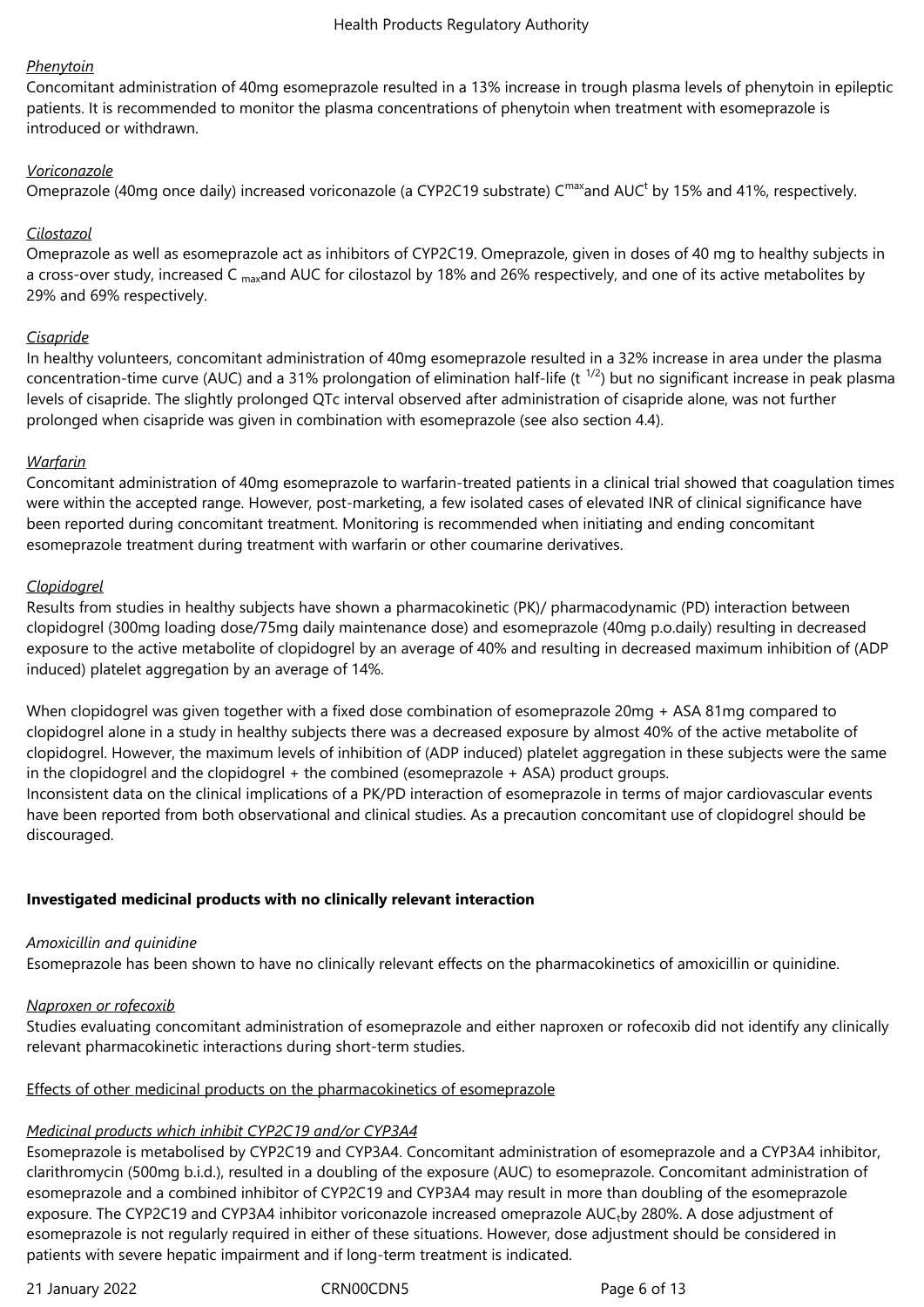*Phenytoin*

Concomitant administration of 40mg esomeprazole resulted in a 13% increase in trough plasma levels of phenytoin in epileptic patients. It is recommended to monitor the plasma concentrations of phenytoin when treatment with esomeprazole is introduced or withdrawn.

*Voriconazole*

Omeprazole (40mg once daily) increased voriconazole (a CYP2C19 substrate) $C^{max}$and $AUC^{t}$ by 15% and 41%, respectively.

*Cilostazol*

Omeprazole as well as esomeprazole act as inhibitors of CYP2C19. Omeprazole, given in doses of 40 mg to healthy subjects in a cross-over study, increased $C_{max}$and AUC for cilostazol by 18% and 26% respectively, and one of its active metabolites by 29% and 69% respectively.

*Cisapride*

In healthy volunteers, concomitant administration of 40mg esomeprazole resulted in a 32% increase in area under the plasma concentration-time curve (AUC) and a 31% prolongation of elimination half-life ($t^{1/2}$) but no significant increase in peak plasma levels of cisapride. The slightly prolonged QTc interval observed after administration of cisapride alone, was not further prolonged when cisapride was given in combination with esomeprazole (see also section 4.4).

*Warfarin*

Concomitant administration of 40mg esomeprazole to warfarin-treated patients in a clinical trial showed that coagulation times were within the accepted range. However, post-marketing, a few isolated cases of elevated INR of clinical significance have been reported during concomitant treatment. Monitoring is recommended when initiating and ending concomitant esomeprazole treatment during treatment with warfarin or other coumarine derivatives.

*Clopidogrel*

Results from studies in healthy subjects have shown a pharmacokinetic (PK)/ pharmacodynamic (PD) interaction between clopidogrel (300mg loading dose/75mg daily maintenance dose) and esomeprazole (40mg p.o.daily) resulting in decreased exposure to the active metabolite of clopidogrel by an average of 40% and resulting in decreased maximum inhibition of (ADP induced) platelet aggregation by an average of 14%.

When clopidogrel was given together with a fixed dose combination of esomeprazole 20mg + ASA 81mg compared to clopidogrel alone in a study in healthy subjects there was a decreased exposure by almost 40% of the active metabolite of clopidogrel. However, the maximum levels of inhibition of (ADP induced) platelet aggregation in these subjects were the same in the clopidogrel and the clopidogrel + the combined (esomeprazole + ASA) product groups.
Inconsistent data on the clinical implications of a PK/PD interaction of esomeprazole in terms of major cardiovascular events have been reported from both observational and clinical studies. As a precaution concomitant use of clopidogrel should be discouraged.

**Investigated medicinal products with no clinically relevant interaction**

*Amoxicillin and quinidine*

Esomeprazole has been shown to have no clinically relevant effects on the pharmacokinetics of amoxicillin or quinidine.

*Naproxen or rofecoxib*

Studies evaluating concomitant administration of esomeprazole and either naproxen or rofecoxib did not identify any clinically relevant pharmacokinetic interactions during short-term studies.

Effects of other medicinal products on the pharmacokinetics of esomeprazole

*Medicinal products which inhibit CYP2C19 and/or CYP3A4*

Esomeprazole is metabolised by CYP2C19 and CYP3A4. Concomitant administration of esomeprazole and a CYP3A4 inhibitor, clarithromycin (500mg b.i.d.), resulted in a doubling of the exposure (AUC) to esomeprazole. Concomitant administration of esomeprazole and a combined inhibitor of CYP2C19 and CYP3A4 may result in more than doubling of the esomeprazole exposure. The CYP2C19 and CYP3A4 inhibitor voriconazole increased omeprazole $AUC_{t}$by 280%. A dose adjustment of esomeprazole is not regularly required in either of these situations. However, dose adjustment should be considered in patients with severe hepatic impairment and if long-term treatment is indicated.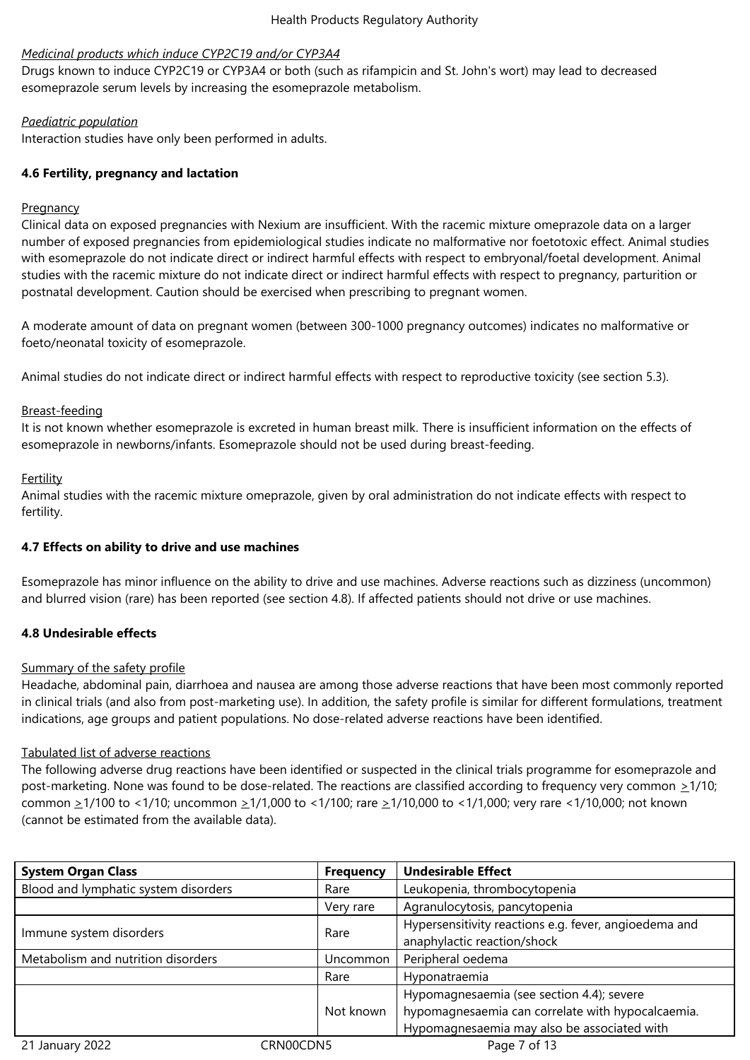*Medicinal products which induce CYP2C19 and/or CYP3A4*

Drugs known to induce CYP2C19 or CYP3A4 or both (such as rifampicin and St. John's wort) may lead to decreased esomeprazole serum levels by increasing the esomeprazole metabolism.

*Paediatric population*

Interaction studies have only been performed in adults.

**4.6 Fertility, pregnancy and lactation**

Pregnancy

Clinical data on exposed pregnancies with Nexium are insufficient. With the racemic mixture omeprazole data on a larger number of exposed pregnancies from epidemiological studies indicate no malformative nor foetotoxic effect. Animal studies with esomeprazole do not indicate direct or indirect harmful effects with respect to embryonal/foetal development. Animal studies with the racemic mixture do not indicate direct or indirect harmful effects with respect to pregnancy, parturition or postnatal development. Caution should be exercised when prescribing to pregnant women.

A moderate amount of data on pregnant women (between 300-1000 pregnancy outcomes) indicates no malformative or foeto/neonatal toxicity of esomeprazole.

Animal studies do not indicate direct or indirect harmful effects with respect to reproductive toxicity (see section 5.3).

Breast-feeding

It is not known whether esomeprazole is excreted in human breast milk. There is insufficient information on the effects of esomeprazole in newborns/infants. Esomeprazole should not be used during breast-feeding.

Fertility

Animal studies with the racemic mixture omeprazole, given by oral administration do not indicate effects with respect to fertility.

**4.7 Effects on ability to drive and use machines**

Esomeprazole has minor influence on the ability to drive and use machines. Adverse reactions such as dizziness (uncommon) and blurred vision (rare) has been reported (see section 4.8). If affected patients should not drive or use machines.

**4.8 Undesirable effects**

Summary of the safety profile

Headache, abdominal pain, diarrhoea and nausea are among those adverse reactions that have been most commonly reported in clinical trials (and also from post-marketing use). In addition, the safety profile is similar for different formulations, treatment indications, age groups and patient populations. No dose-related adverse reactions have been identified.

Tabulated list of adverse reactions

The following adverse drug reactions have been identified or suspected in the clinical trials programme for esomeprazole and post-marketing. None was found to be dose-related. The reactions are classified according to frequency very common ≥1/10; common ≥1/100 to <1/10; uncommon ≥1/1,000 to <1/100; rare ≥1/10,000 to <1/1,000; very rare <1/10,000; not known (cannot be estimated from the available data).

| System Organ Class | Frequency | Undesirable Effect |
|---|---|---|
| Blood and lymphatic system disorders | Rare | Leukopenia, thrombocytopenia |
| | Very rare | Agranulocytosis, pancytopenia |
| Immune system disorders | Rare | Hypersensitivity reactions e.g. fever, angioedema and anaphylactic reaction/shock |
| Metabolism and nutrition disorders | Uncommon | Peripheral oedema |
| | Rare | Hyponatraemia |
| | Not known | Hypomagnesaemia (see section 4.4); severe hypomagnesaemia can correlate with hypocalcaemia. Hypomagnesaemia may also be associated with |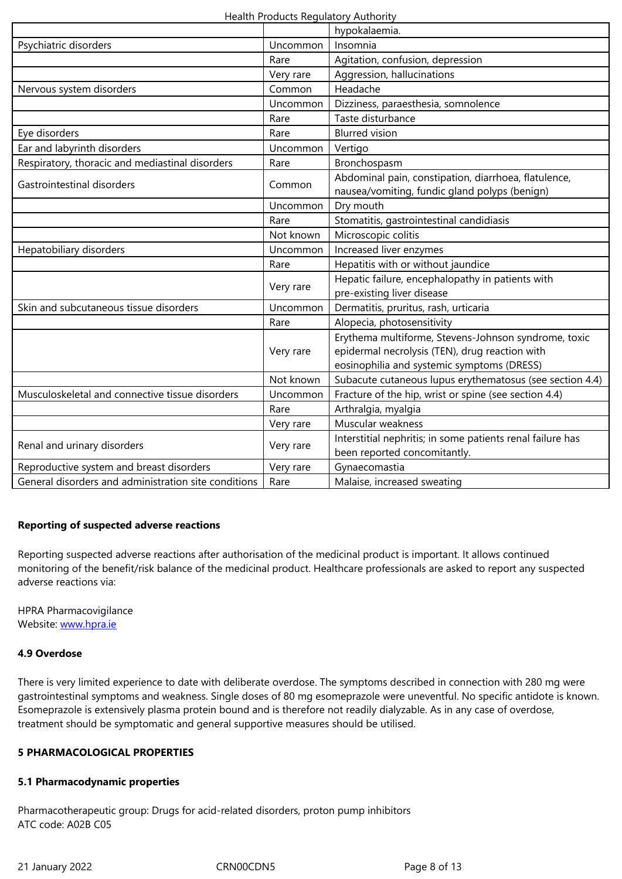| | | hypokalaemia. |
|---|---|---|
| Psychiatric disorders | Uncommon | Insomnia |
| | Rare | Agitation, confusion, depression |
| | Very rare | Aggression, hallucinations |
| Nervous system disorders | Common | Headache |
| | Uncommon | Dizziness, paraesthesia, somnolence |
| | Rare | Taste disturbance |
| Eye disorders | Rare | Blurred vision |
| Ear and labyrinth disorders | Uncommon | Vertigo |
| Respiratory, thoracic and mediastinal disorders | Rare | Bronchospasm |
| Gastrointestinal disorders | Common | Abdominal pain, constipation, diarrhoea, flatulence, nausea/vomiting, fundic gland polyps (benign) |
| | Uncommon | Dry mouth |
| | Rare | Stomatitis, gastrointestinal candidiasis |
| | Not known | Microscopic colitis |
| Hepatobiliary disorders | Uncommon | Increased liver enzymes |
| | Rare | Hepatitis with or without jaundice |
| | Very rare | Hepatic failure, encephalopathy in patients with pre-existing liver disease |
| Skin and subcutaneous tissue disorders | Uncommon | Dermatitis, pruritus, rash, urticaria |
| | Rare | Alopecia, photosensitivity |
| | Very rare | Erythema multiforme, Stevens-Johnson syndrome, toxic epidermal necrolysis (TEN), drug reaction with eosinophilia and systemic symptoms (DRESS) |
| | Not known | Subacute cutaneous lupus erythematosus (see section 4.4) |
| Musculoskeletal and connective tissue disorders | Uncommon | Fracture of the hip, wrist or spine (see section 4.4) |
| | Rare | Arthralgia, myalgia |
| | Very rare | Muscular weakness |
| Renal and urinary disorders | Very rare | Interstitial nephritis; in some patients renal failure has been reported concomitantly. |
| Reproductive system and breast disorders | Very rare | Gynaecomastia |
| General disorders and administration site conditions | Rare | Malaise, increased sweating |

**Reporting of suspected adverse reactions**

Reporting suspected adverse reactions after authorisation of the medicinal product is important. It allows continued monitoring of the benefit/risk balance of the medicinal product. Healthcare professionals are asked to report any suspected adverse reactions via:

HPRA Pharmacovigilance
Website: [www.hpra.ie](http://www.hpra.ie)

**4.9 Overdose**

There is very limited experience to date with deliberate overdose. The symptoms described in connection with 280 mg were gastrointestinal symptoms and weakness. Single doses of 80 mg esomeprazole were uneventful. No specific antidote is known. Esomeprazole is extensively plasma protein bound and is therefore not readily dialyzable. As in any case of overdose, treatment should be symptomatic and general supportive measures should be utilised.

**5 PHARMACOLOGICAL PROPERTIES**

**5.1 Pharmacodynamic properties**

Pharmacotherapeutic group: Drugs for acid-related disorders, proton pump inhibitors
ATC code: A02B C05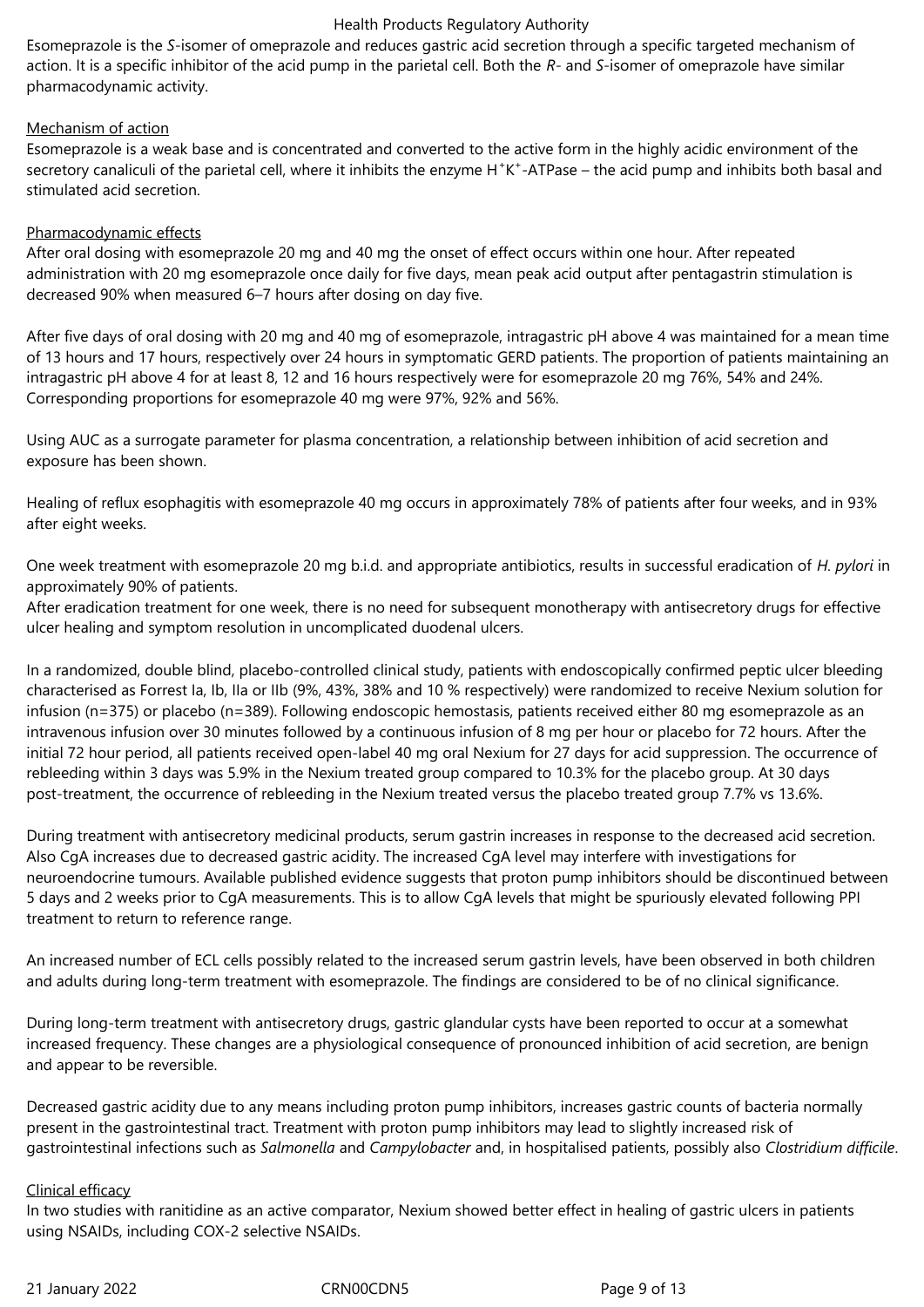Esomeprazole is the *S*-isomer of omeprazole and reduces gastric acid secretion through a specific targeted mechanism of action. It is a specific inhibitor of the acid pump in the parietal cell. Both the *R*- and *S*-isomer of omeprazole have similar pharmacodynamic activity.

Mechanism of action

Esomeprazole is a weak base and is concentrated and converted to the active form in the highly acidic environment of the secretory canaliculi of the parietal cell, where it inhibits the enzyme $H^+K^+$-ATPase – the acid pump and inhibits both basal and stimulated acid secretion.

Pharmacodynamic effects

After oral dosing with esomeprazole 20 mg and 40 mg the onset of effect occurs within one hour. After repeated administration with 20 mg esomeprazole once daily for five days, mean peak acid output after pentagastrin stimulation is decreased 90% when measured 6–7 hours after dosing on day five.

After five days of oral dosing with 20 mg and 40 mg of esomeprazole, intragastric pH above 4 was maintained for a mean time of 13 hours and 17 hours, respectively over 24 hours in symptomatic GERD patients. The proportion of patients maintaining an intragastric pH above 4 for at least 8, 12 and 16 hours respectively were for esomeprazole 20 mg 76%, 54% and 24%. Corresponding proportions for esomeprazole 40 mg were 97%, 92% and 56%.

Using AUC as a surrogate parameter for plasma concentration, a relationship between inhibition of acid secretion and exposure has been shown.

Healing of reflux esophagitis with esomeprazole 40 mg occurs in approximately 78% of patients after four weeks, and in 93% after eight weeks.

One week treatment with esomeprazole 20 mg b.i.d. and appropriate antibiotics, results in successful eradication of *H. pylori* in approximately 90% of patients.
After eradication treatment for one week, there is no need for subsequent monotherapy with antisecretory drugs for effective ulcer healing and symptom resolution in uncomplicated duodenal ulcers.

In a randomized, double blind, placebo-controlled clinical study, patients with endoscopically confirmed peptic ulcer bleeding characterised as Forrest Ia, Ib, IIa or IIb (9%, 43%, 38% and 10 % respectively) were randomized to receive Nexium solution for infusion (n=375) or placebo (n=389). Following endoscopic hemostasis, patients received either 80 mg esomeprazole as an intravenous infusion over 30 minutes followed by a continuous infusion of 8 mg per hour or placebo for 72 hours. After the initial 72 hour period, all patients received open-label 40 mg oral Nexium for 27 days for acid suppression. The occurrence of rebleeding within 3 days was 5.9% in the Nexium treated group compared to 10.3% for the placebo group. At 30 days post-treatment, the occurrence of rebleeding in the Nexium treated versus the placebo treated group 7.7% vs 13.6%.

During treatment with antisecretory medicinal products, serum gastrin increases in response to the decreased acid secretion. Also CgA increases due to decreased gastric acidity. The increased CgA level may interfere with investigations for neuroendocrine tumours. Available published evidence suggests that proton pump inhibitors should be discontinued between 5 days and 2 weeks prior to CgA measurements. This is to allow CgA levels that might be spuriously elevated following PPI treatment to return to reference range.

An increased number of ECL cells possibly related to the increased serum gastrin levels, have been observed in both children and adults during long-term treatment with esomeprazole. The findings are considered to be of no clinical significance.

During long-term treatment with antisecretory drugs, gastric glandular cysts have been reported to occur at a somewhat increased frequency. These changes are a physiological consequence of pronounced inhibition of acid secretion, are benign and appear to be reversible.

Decreased gastric acidity due to any means including proton pump inhibitors, increases gastric counts of bacteria normally present in the gastrointestinal tract. Treatment with proton pump inhibitors may lead to slightly increased risk of gastrointestinal infections such as *Salmonella* and *Campylobacter* and, in hospitalised patients, possibly also *Clostridium difficile*.

Clinical efficacy

In two studies with ranitidine as an active comparator, Nexium showed better effect in healing of gastric ulcers in patients using NSAIDs, including COX-2 selective NSAIDs.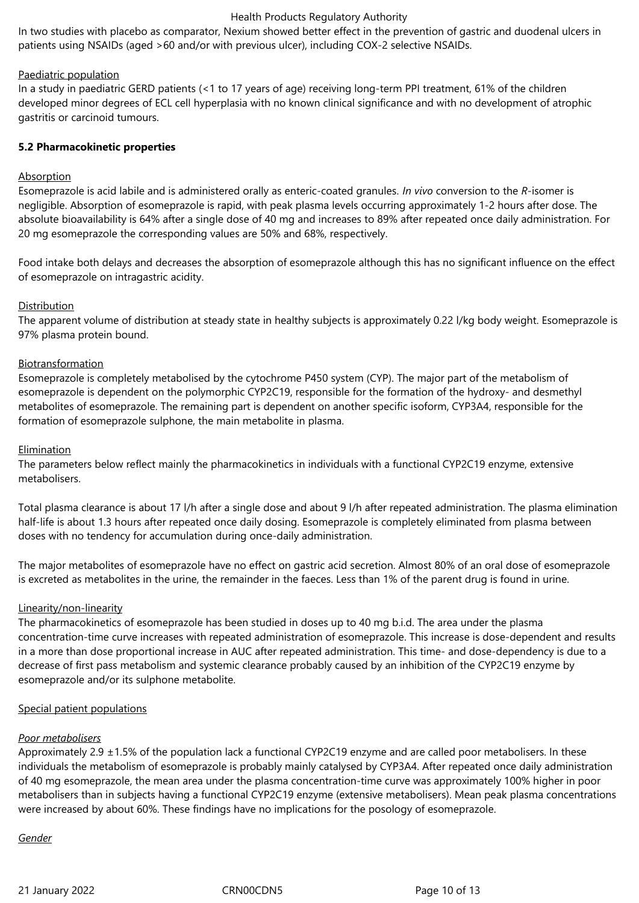In two studies with placebo as comparator, Nexium showed better effect in the prevention of gastric and duodenal ulcers in patients using NSAIDs (aged >60 and/or with previous ulcer), including COX-2 selective NSAIDs.

Paediatric population

In a study in paediatric GERD patients (<1 to 17 years of age) receiving long-term PPI treatment, 61% of the children developed minor degrees of ECL cell hyperplasia with no known clinical significance and with no development of atrophic gastritis or carcinoid tumours.

**5.2 Pharmacokinetic properties**

Absorption

Esomeprazole is acid labile and is administered orally as enteric-coated granules. *In vivo* conversion to the *R*-isomer is negligible. Absorption of esomeprazole is rapid, with peak plasma levels occurring approximately 1-2 hours after dose. The absolute bioavailability is 64% after a single dose of 40 mg and increases to 89% after repeated once daily administration. For 20 mg esomeprazole the corresponding values are 50% and 68%, respectively.

Food intake both delays and decreases the absorption of esomeprazole although this has no significant influence on the effect of esomeprazole on intragastric acidity.

Distribution

The apparent volume of distribution at steady state in healthy subjects is approximately 0.22 l/kg body weight. Esomeprazole is 97% plasma protein bound.

Biotransformation

Esomeprazole is completely metabolised by the cytochrome P450 system (CYP). The major part of the metabolism of esomeprazole is dependent on the polymorphic CYP2C19, responsible for the formation of the hydroxy- and desmethyl metabolites of esomeprazole. The remaining part is dependent on another specific isoform, CYP3A4, responsible for the formation of esomeprazole sulphone, the main metabolite in plasma.

Elimination

The parameters below reflect mainly the pharmacokinetics in individuals with a functional CYP2C19 enzyme, extensive metabolisers.

Total plasma clearance is about 17 l/h after a single dose and about 9 l/h after repeated administration. The plasma elimination half-life is about 1.3 hours after repeated once daily dosing. Esomeprazole is completely eliminated from plasma between doses with no tendency for accumulation during once-daily administration.

The major metabolites of esomeprazole have no effect on gastric acid secretion. Almost 80% of an oral dose of esomeprazole is excreted as metabolites in the urine, the remainder in the faeces. Less than 1% of the parent drug is found in urine.

Linearity/non-linearity

The pharmacokinetics of esomeprazole has been studied in doses up to 40 mg b.i.d. The area under the plasma concentration-time curve increases with repeated administration of esomeprazole. This increase is dose-dependent and results in a more than dose proportional increase in AUC after repeated administration. This time- and dose-dependency is due to a decrease of first pass metabolism and systemic clearance probably caused by an inhibition of the CYP2C19 enzyme by esomeprazole and/or its sulphone metabolite.

Special patient populations

*Poor metabolisers*

Approximately 2.9 ±1.5% of the population lack a functional CYP2C19 enzyme and are called poor metabolisers. In these individuals the metabolism of esomeprazole is probably mainly catalysed by CYP3A4. After repeated once daily administration of 40 mg esomeprazole, the mean area under the plasma concentration-time curve was approximately 100% higher in poor metabolisers than in subjects having a functional CYP2C19 enzyme (extensive metabolisers). Mean peak plasma concentrations were increased by about 60%. These findings have no implications for the posology of esomeprazole.

*Gender*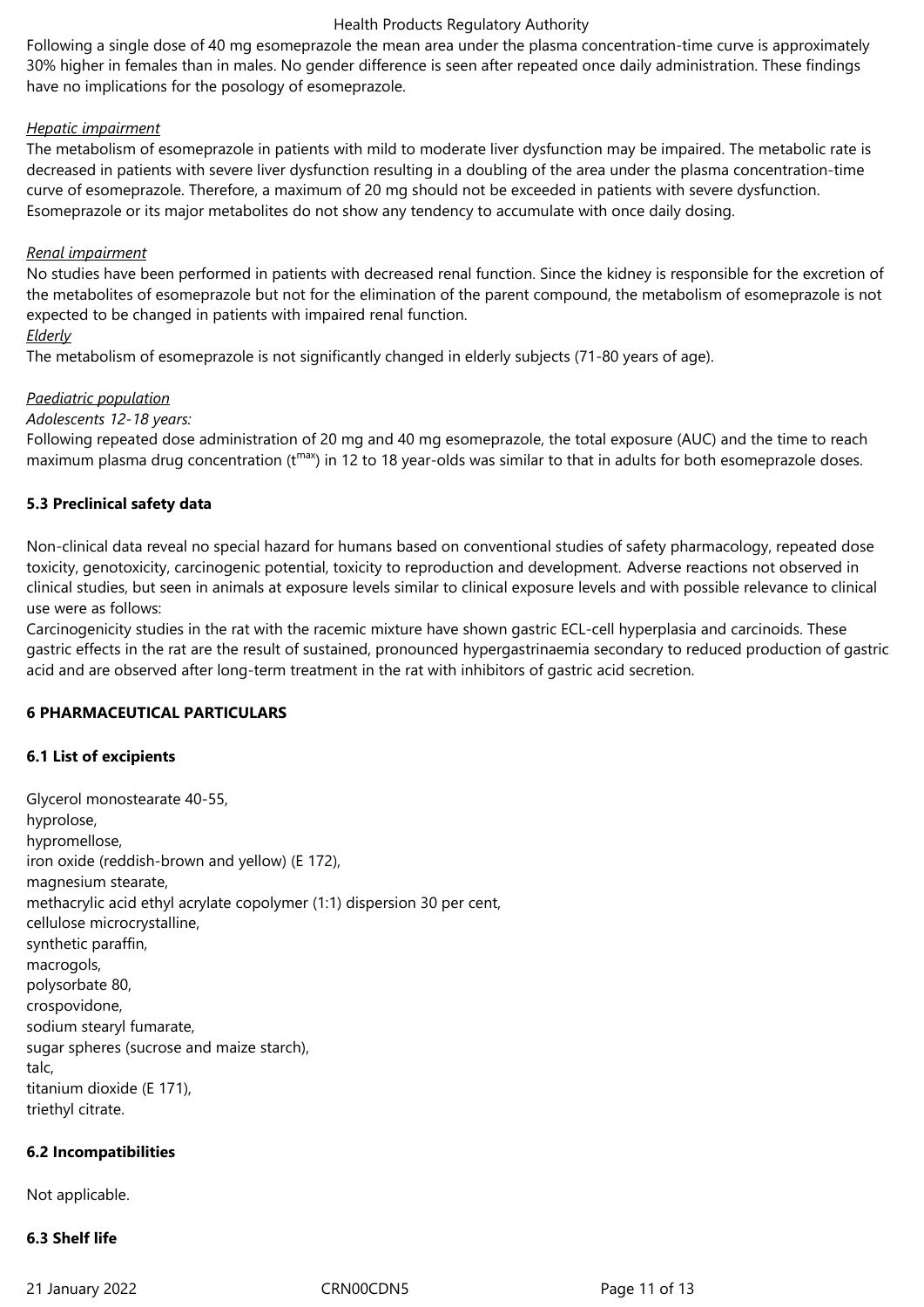Following a single dose of 40 mg esomeprazole the mean area under the plasma concentration-time curve is approximately 30% higher in females than in males. No gender difference is seen after repeated once daily administration. These findings have no implications for the posology of esomeprazole.

*Hepatic impairment*

The metabolism of esomeprazole in patients with mild to moderate liver dysfunction may be impaired. The metabolic rate is decreased in patients with severe liver dysfunction resulting in a doubling of the area under the plasma concentration-time curve of esomeprazole. Therefore, a maximum of 20 mg should not be exceeded in patients with severe dysfunction. Esomeprazole or its major metabolites do not show any tendency to accumulate with once daily dosing.

*Renal impairment*

No studies have been performed in patients with decreased renal function. Since the kidney is responsible for the excretion of the metabolites of esomeprazole but not for the elimination of the parent compound, the metabolism of esomeprazole is not expected to be changed in patients with impaired renal function.

*Elderly*

The metabolism of esomeprazole is not significantly changed in elderly subjects (71-80 years of age).

*Paediatric population*

*Adolescents 12-18 years:*

Following repeated dose administration of 20 mg and 40 mg esomeprazole, the total exposure (AUC) and the time to reach maximum plasma drug concentration ($t^{max}$) in 12 to 18 year-olds was similar to that in adults for both esomeprazole doses.

**5.3 Preclinical safety data**

Non-clinical data reveal no special hazard for humans based on conventional studies of safety pharmacology, repeated dose toxicity, genotoxicity, carcinogenic potential, toxicity to reproduction and development. Adverse reactions not observed in clinical studies, but seen in animals at exposure levels similar to clinical exposure levels and with possible relevance to clinical use were as follows:

Carcinogenicity studies in the rat with the racemic mixture have shown gastric ECL-cell hyperplasia and carcinoids. These gastric effects in the rat are the result of sustained, pronounced hypergastrinaemia secondary to reduced production of gastric acid and are observed after long-term treatment in the rat with inhibitors of gastric acid secretion.

**6 PHARMACEUTICAL PARTICULARS**

**6.1 List of excipients**

Glycerol monostearate 40-55,
hyprolose,
hypromellose,
iron oxide (reddish-brown and yellow) (E 172),
magnesium stearate,
methacrylic acid ethyl acrylate copolymer (1:1) dispersion 30 per cent,
cellulose microcrystalline,
synthetic paraffin,
macrogols,
polysorbate 80,
crospovidone,
sodium stearyl fumarate,
sugar spheres (sucrose and maize starch),
talc,
titanium dioxide (E 171),
triethyl citrate.

**6.2 Incompatibilities**

Not applicable.

**6.3 Shelf life**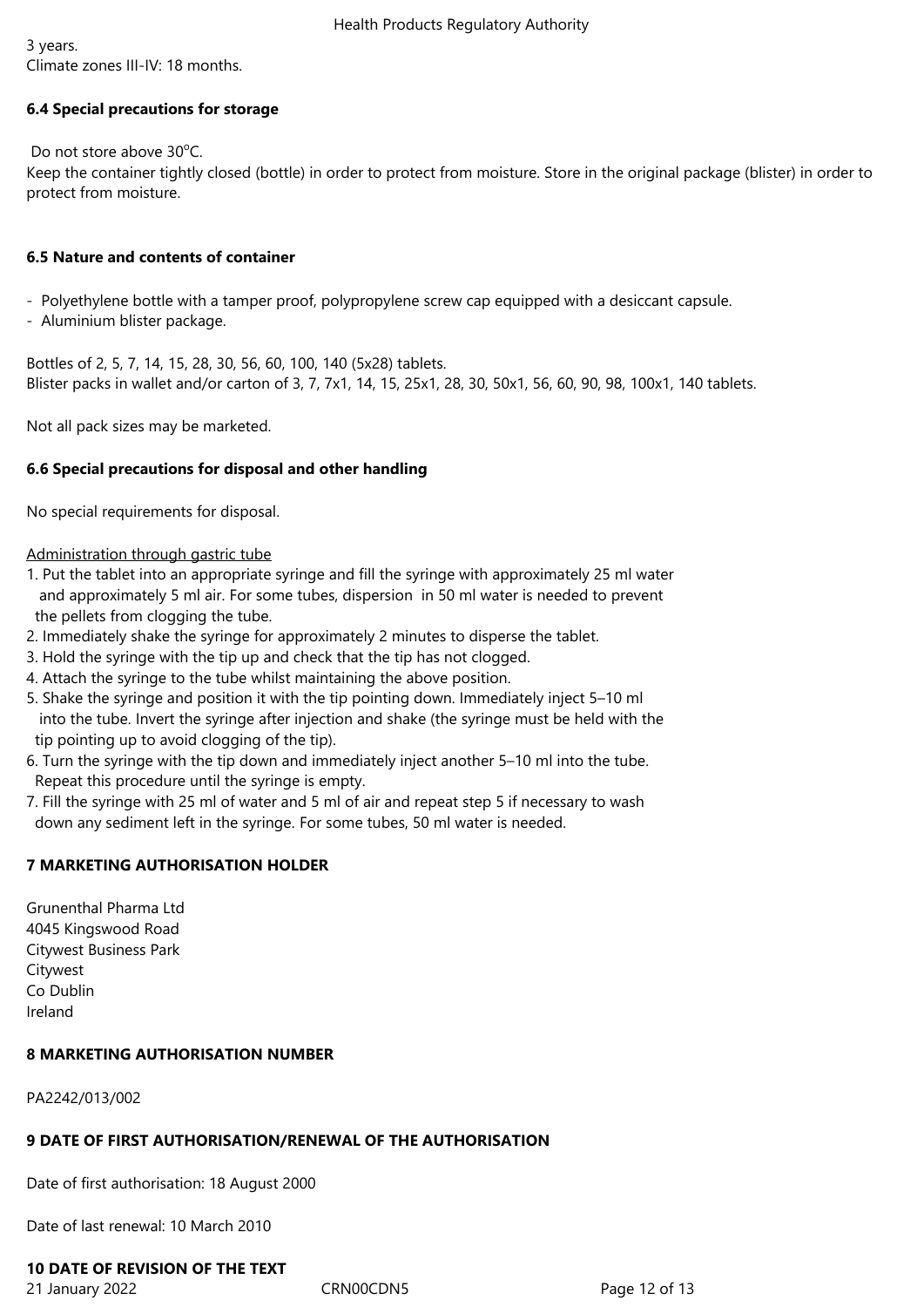3 years.
Climate zones III-IV: 18 months.

## 6.4 Special precautions for storage

Do not store above 30°C.
Keep the container tightly closed (bottle) in order to protect from moisture. Store in the original package (blister) in order to protect from moisture.

## 6.5 Nature and contents of container

- Polyethylene bottle with a tamper proof, polypropylene screw cap equipped with a desiccant capsule.
- Aluminium blister package.

Bottles of 2, 5, 7, 14, 15, 28, 30, 56, 60, 100, 140 (5x28) tablets.
Blister packs in wallet and/or carton of 3, 7, 7x1, 14, 15, 25x1, 28, 30, 50x1, 56, 60, 90, 98, 100x1, 140 tablets.

Not all pack sizes may be marketed.

## 6.6 Special precautions for disposal and other handling

No special requirements for disposal.

Administration through gastric tube

1. Put the tablet into an appropriate syringe and fill the syringe with approximately 25 ml water and approximately 5 ml air. For some tubes, dispersion in 50 ml water is needed to prevent the pellets from clogging the tube.
2. Immediately shake the syringe for approximately 2 minutes to disperse the tablet.
3. Hold the syringe with the tip up and check that the tip has not clogged.
4. Attach the syringe to the tube whilst maintaining the above position.
5. Shake the syringe and position it with the tip pointing down. Immediately inject 5–10 ml into the tube. Invert the syringe after injection and shake (the syringe must be held with the tip pointing up to avoid clogging of the tip).
6. Turn the syringe with the tip down and immediately inject another 5–10 ml into the tube. Repeat this procedure until the syringe is empty.
7. Fill the syringe with 25 ml of water and 5 ml of air and repeat step 5 if necessary to wash down any sediment left in the syringe. For some tubes, 50 ml water is needed.

# 7 MARKETING AUTHORISATION HOLDER

Grunenthal Pharma Ltd
4045 Kingswood Road
Citywest Business Park
Citywest
Co Dublin
Ireland

# 8 MARKETING AUTHORISATION NUMBER

PA2242/013/002

# 9 DATE OF FIRST AUTHORISATION/RENEWAL OF THE AUTHORISATION

Date of first authorisation: 18 August 2000

Date of last renewal: 10 March 2010

# 10 DATE OF REVISION OF THE TEXT

21 January 2022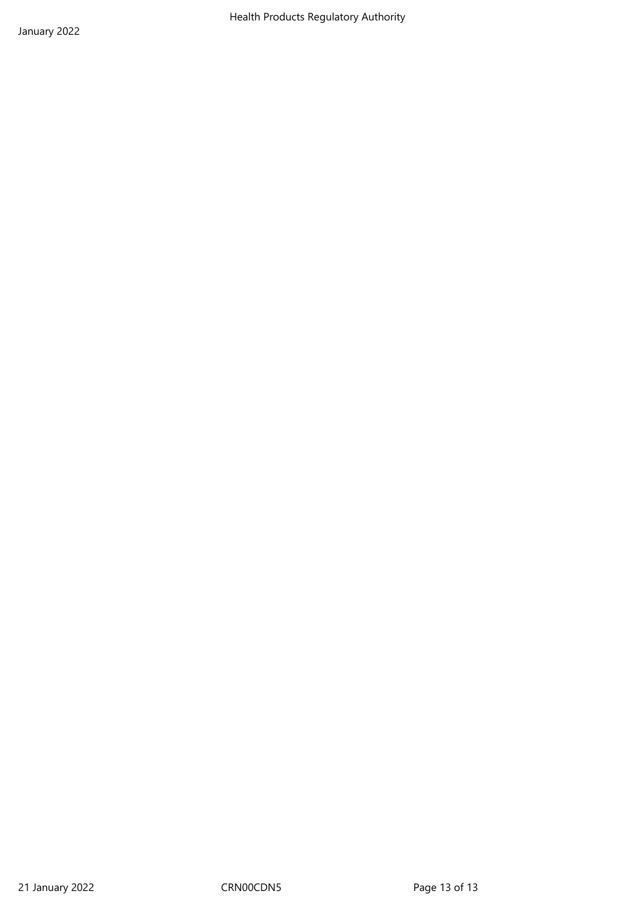January 2022